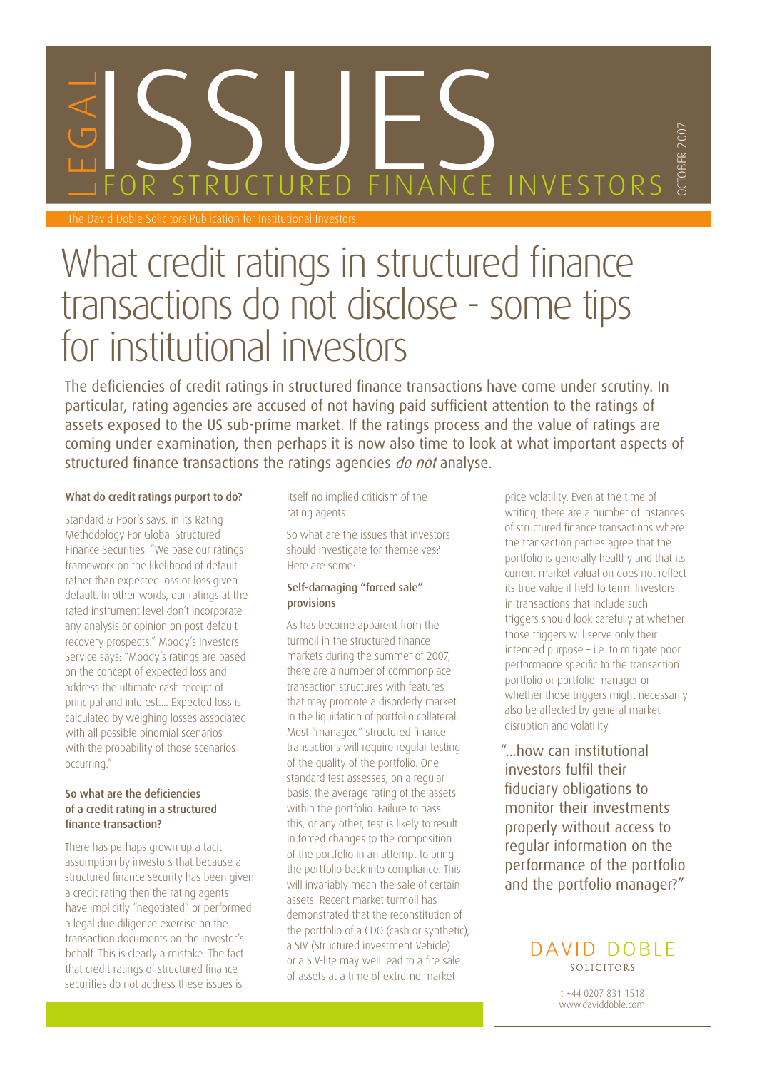# LEGAL ISSUES FOR STRUCTURED FINANCE INVESTORS

OCTOBER 2007

The David Doble Solicitors Publication for Institutional Investors

# What credit ratings in structured finance transactions do not disclose - some tips for institutional investors

The deficiencies of credit ratings in structured finance transactions have come under scrutiny. In particular, rating agencies are accused of not having paid sufficient attention to the ratings of assets exposed to the US sub-prime market. If the ratings process and the value of ratings are coming under examination, then perhaps it is now also time to look at what important aspects of structured finance transactions the ratings agencies *do not* analyse.

### What do credit ratings purport to do?

Standard & Poor's says, in its Rating Methodology For Global Structured Finance Securities: "We base our ratings framework on the likelihood of default rather than expected loss or loss given default. In other words, our ratings at the rated instrument level don't incorporate any analysis or opinion on post-default recovery prospects." Moody's Investors Service says: "Moody's ratings are based on the concept of expected loss and address the ultimate cash receipt of principal and interest.... Expected loss is calculated by weighing losses associated with all possible binomial scenarios with the probability of those scenarios occurring."

### So what are the deficiencies of a credit rating in a structured finance transaction?

There has perhaps grown up a tacit assumption by investors that because a structured finance security has been given a credit rating then the rating agents have implicitly "negotiated" or performed a legal due diligence exercise on the transaction documents on the investor's behalf. This is clearly a mistake. The fact that credit ratings of structured finance securities do not address these issues is itself no implied criticism of the rating agents.

So what are the issues that investors should investigate for themselves? Here are some:

### Self-damaging "forced sale" provisions

As has become apparent from the turmoil in the structured finance markets during the summer of 2007, there are a number of commonplace transaction structures with features that may promote a disorderly market in the liquidation of portfolio collateral. Most "managed" structured finance transactions will require regular testing of the quality of the portfolio. One standard test assesses, on a regular basis, the average rating of the assets within the portfolio. Failure to pass this, or any other, test is likely to result in forced changes to the composition of the portfolio in an attempt to bring the portfolio back into compliance. This will invariably mean the sale of certain assets. Recent market turmoil has demonstrated that the reconstitution of the portfolio of a CDO (cash or synthetic), a SIV (Structured investment Vehicle) or a SIV-lite may well lead to a fire sale of assets at a time of extreme market price volatility. Even at the time of writing, there are a number of instances of structured finance transactions where the transaction parties agree that the portfolio is generally healthy and that its current market valuation does not reflect its true value if held to term. Investors in transactions that include such triggers should look carefully at whether those triggers will serve only their intended purpose – i.e. to mitigate poor performance specific to the transaction portfolio or portfolio manager or whether those triggers might necessarily also be affected by general market disruption and volatility.

> "...how can institutional investors fulfil their fiduciary obligations to monitor their investments properly without access to regular information on the performance of the portfolio and the portfolio manager?"

DAVID DOBLE
SOLICITORS

t +44 0207 831 1518
www.daviddoble.com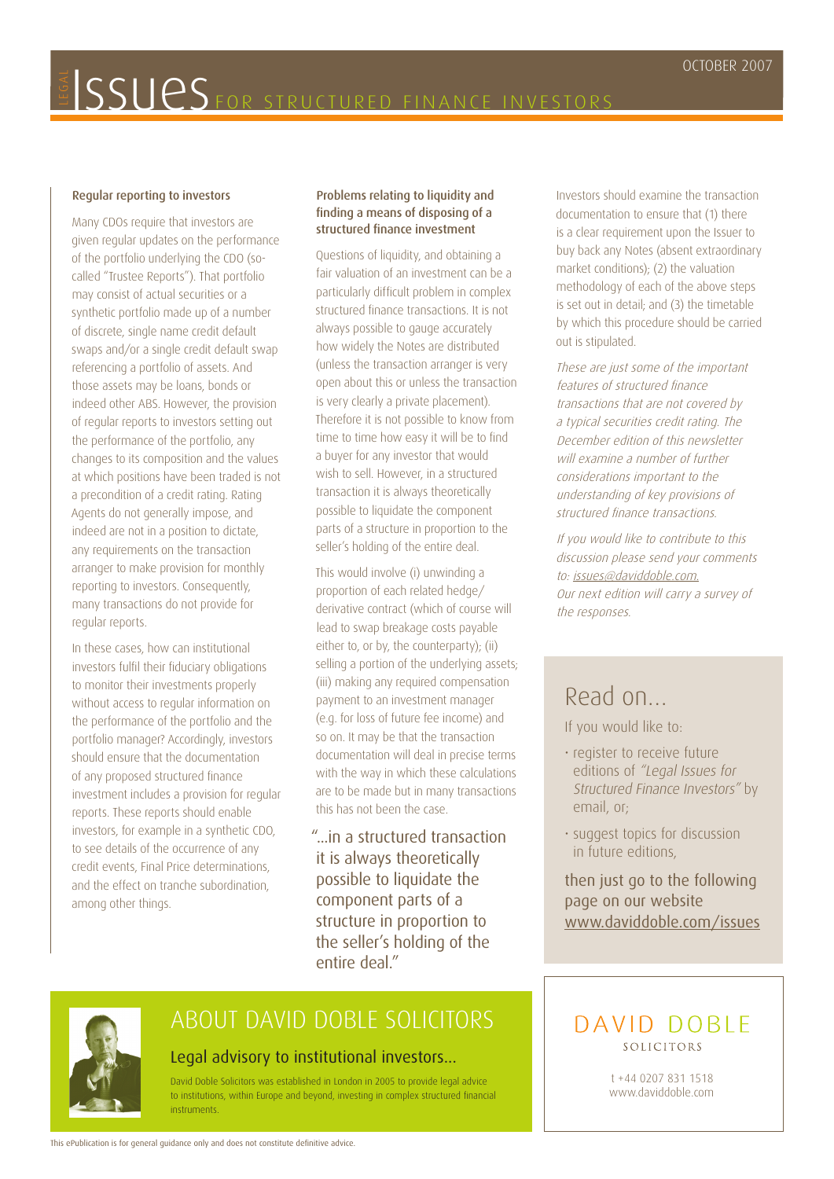## Regular reporting to investors

Many CDOs require that investors are given regular updates on the performance of the portfolio underlying the CDO (so-called "Trustee Reports"). That portfolio may consist of actual securities or a synthetic portfolio made up of a number of discrete, single name credit default swaps and/or a single credit default swap referencing a portfolio of assets. And those assets may be loans, bonds or indeed other ABS. However, the provision of regular reports to investors setting out the performance of the portfolio, any changes to its composition and the values at which positions have been traded is not a precondition of a credit rating. Rating Agents do not generally impose, and indeed are not in a position to dictate, any requirements on the transaction arranger to make provision for monthly reporting to investors. Consequently, many transactions do not provide for regular reports.

In these cases, how can institutional investors fulfil their fiduciary obligations to monitor their investments properly without access to regular information on the performance of the portfolio and the portfolio manager? Accordingly, investors should ensure that the documentation of any proposed structured finance investment includes a provision for regular reports. These reports should enable investors, for example in a synthetic CDO, to see details of the occurrence of any credit events, Final Price determinations, and the effect on tranche subordination, among other things.

## Problems relating to liquidity and finding a means of disposing of a structured finance investment

Questions of liquidity, and obtaining a fair valuation of an investment can be a particularly difficult problem in complex structured finance transactions. It is not always possible to gauge accurately how widely the Notes are distributed (unless the transaction arranger is very open about this or unless the transaction is very clearly a private placement). Therefore it is not possible to know from time to time how easy it will be to find a buyer for any investor that would wish to sell. However, in a structured transaction it is always theoretically possible to liquidate the component parts of a structure in proportion to the seller's holding of the entire deal.

This would involve (i) unwinding a proportion of each related hedge/derivative contract (which of course will lead to swap breakage costs payable either to, or by, the counterparty); (ii) selling a portion of the underlying assets; (iii) making any required compensation payment to an investment manager (e.g. for loss of future fee income) and so on. It may be that the transaction documentation will deal in precise terms with the way in which these calculations are to be made but in many transactions this has not been the case.

"...in a structured transaction it is always theoretically possible to liquidate the component parts of a structure in proportion to the seller's holding of the entire deal."

Investors should examine the transaction documentation to ensure that (1) there is a clear requirement upon the Issuer to buy back any Notes (absent extraordinary market conditions); (2) the valuation methodology of each of the above steps is set out in detail; and (3) the timetable by which this procedure should be carried out is stipulated.

*These are just some of the important features of structured finance transactions that are not covered by a typical securities credit rating. The December edition of this newsletter will examine a number of further considerations important to the understanding of key provisions of structured finance transactions.*

*If you would like to contribute to this discussion please send your comments to: issues@daviddoble.com. Our next edition will carry a survey of the responses.*

## Read on...

If you would like to:

- register to receive future editions of *"Legal Issues for Structured Finance Investors"* by email, or;
- suggest topics for discussion in future editions,

then just go to the following page on our website www.daviddoble.com/issues

## ABOUT DAVID DOBLE SOLICITORS

### Legal advisory to institutional investors...

David Doble Solicitors was established in London in 2005 to provide legal advice to institutions, within Europe and beyond, investing in complex structured financial instruments.

DAVID DOBLE
SOLICITORS

t +44 0207 831 1518
www.daviddoble.com

This ePublication is for general guidance only and does not constitute definitive advice.